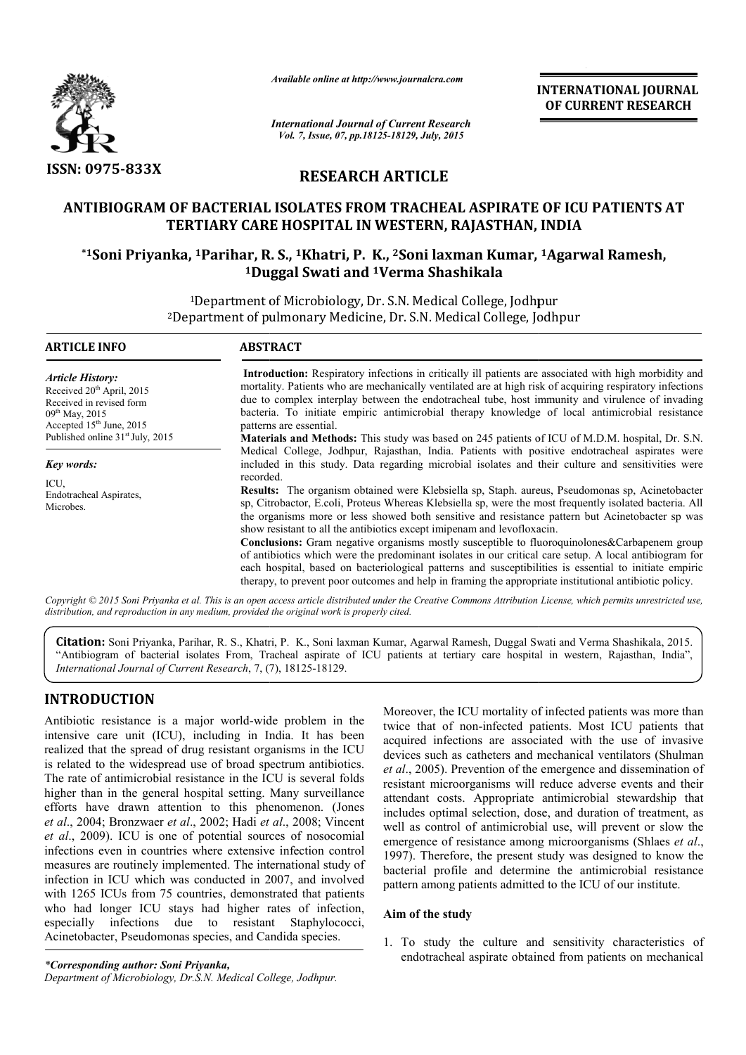ISSN: 0975-833X

*Available online at http://www.journalcra.com*

*International Journal of Current Research*
*Vol. 7, Issue, 07, pp.18125-18129, July, 2015*

**INTERNATIONAL JOURNAL OF CURRENT RESEARCH**

## RESEARCH ARTICLE

# ANTIBIOGRAM OF BACTERIAL ISOLATES FROM TRACHEAL ASPIRATE OF ICU PATIENTS AT TERTIARY CARE HOSPITAL IN WESTERN, RAJASTHAN, INDIA

**\*[1]Soni Priyanka, [1]Parihar, R. S., [1]Khatri, P. K., [2]Soni laxman Kumar, [1]Agarwal Ramesh, [1]Duggal Swati and [1]Verma Shashikala**

[1]Department of Microbiology, Dr. S.N. Medical College, Jodhpur
[2]Department of pulmonary Medicine, Dr. S.N. Medical College, Jodhpur

### ARTICLE INFO

*Article History:*
Received 20th April, 2015
Received in revised form
09th May, 2015
Accepted 15th June, 2015
Published online 31st July, 2015

*Key words:*
ICU,
Endotracheal Aspirates,
Microbes.

### ABSTRACT

**Introduction:** Respiratory infections in critically ill patients are associated with high morbidity and mortality. Patients who are mechanically ventilated are at high risk of acquiring respiratory infections due to complex interplay between the endotracheal tube, host immunity and virulence of invading bacteria. To initiate empiric antimicrobial therapy knowledge of local antimicrobial resistance patterns are essential.

**Materials and Methods:** This study was based on 245 patients of ICU of M.D.M. hospital, Dr. S.N. Medical College, Jodhpur, Rajasthan, India. Patients with positive endotracheal aspirates were included in this study. Data regarding microbial isolates and their culture and sensitivities were recorded.

**Results:** The organism obtained were Klebsiella sp, Staph. aureus, Pseudomonas sp, Acinetobacter sp, Citrobactor, E.coli, Proteus Whereas Klebsiella sp, were the most frequently isolated bacteria. All the organisms more or less showed both sensitive and resistance pattern but Acinetobacter sp was show resistant to all the antibiotics except imipenam and levofloxacin.

**Conclusions:** Gram negative organisms mostly susceptible to fluoroquinolones&Carbapenem group of antibiotics which were the predominant isolates in our critical care setup. A local antibiogram for each hospital, based on bacteriological patterns and susceptibilities is essential to initiate empiric therapy, to prevent poor outcomes and help in framing the appropriate institutional antibiotic policy.

*Copyright © 2015 Soni Priyanka et al. This is an open access article distributed under the Creative Commons Attribution License, which permits unrestricted use, distribution, and reproduction in any medium, provided the original work is properly cited.*

**Citation:** Soni Priyanka, Parihar, R. S., Khatri, P. K., Soni laxman Kumar, Agarwal Ramesh, Duggal Swati and Verma Shashikala, 2015. "Antibiogram of bacterial isolates From, Tracheal aspirate of ICU patients at tertiary care hospital in western, Rajasthan, India", *International Journal of Current Research*, 7, (7), 18125-18129.

## INTRODUCTION

Antibiotic resistance is a major world-wide problem in the intensive care unit (ICU), including in India. It has been realized that the spread of drug resistant organisms in the ICU is related to the widespread use of broad spectrum antibiotics. The rate of antimicrobial resistance in the ICU is several folds higher than in the general hospital setting. Many surveillance efforts have drawn attention to this phenomenon. (Jones *et al*., 2004; Bronzwaer *et al*., 2002; Hadi *et al*., 2008; Vincent *et al*., 2009). ICU is one of potential sources of nosocomial infections even in countries where extensive infection control measures are routinely implemented. The international study of infection in ICU which was conducted in 2007, and involved with 1265 ICUs from 75 countries, demonstrated that patients who had longer ICU stays had higher rates of infection, especially infections due to resistant Staphylococci, Acinetobacter, Pseudomonas species, and Candida species.

Moreover, the ICU mortality of infected patients was more than twice that of non-infected patients. Most ICU patients that acquired infections are associated with the use of invasive devices such as catheters and mechanical ventilators (Shulman *et al*., 2005). Prevention of the emergence and dissemination of resistant microorganisms will reduce adverse events and their attendant costs. Appropriate antimicrobial stewardship that includes optimal selection, dose, and duration of treatment, as well as control of antimicrobial use, will prevent or slow the emergence of resistance among microorganisms (Shlaes *et al*., 1997). Therefore, the present study was designed to know the bacterial profile and determine the antimicrobial resistance pattern among patients admitted to the ICU of our institute.

### Aim of the study

1. To study the culture and sensitivity characteristics of endotracheal aspirate obtained from patients on mechanical

*\*Corresponding author: Soni Priyanka,*
*Department of Microbiology, Dr.S.N. Medical College, Jodhpur.*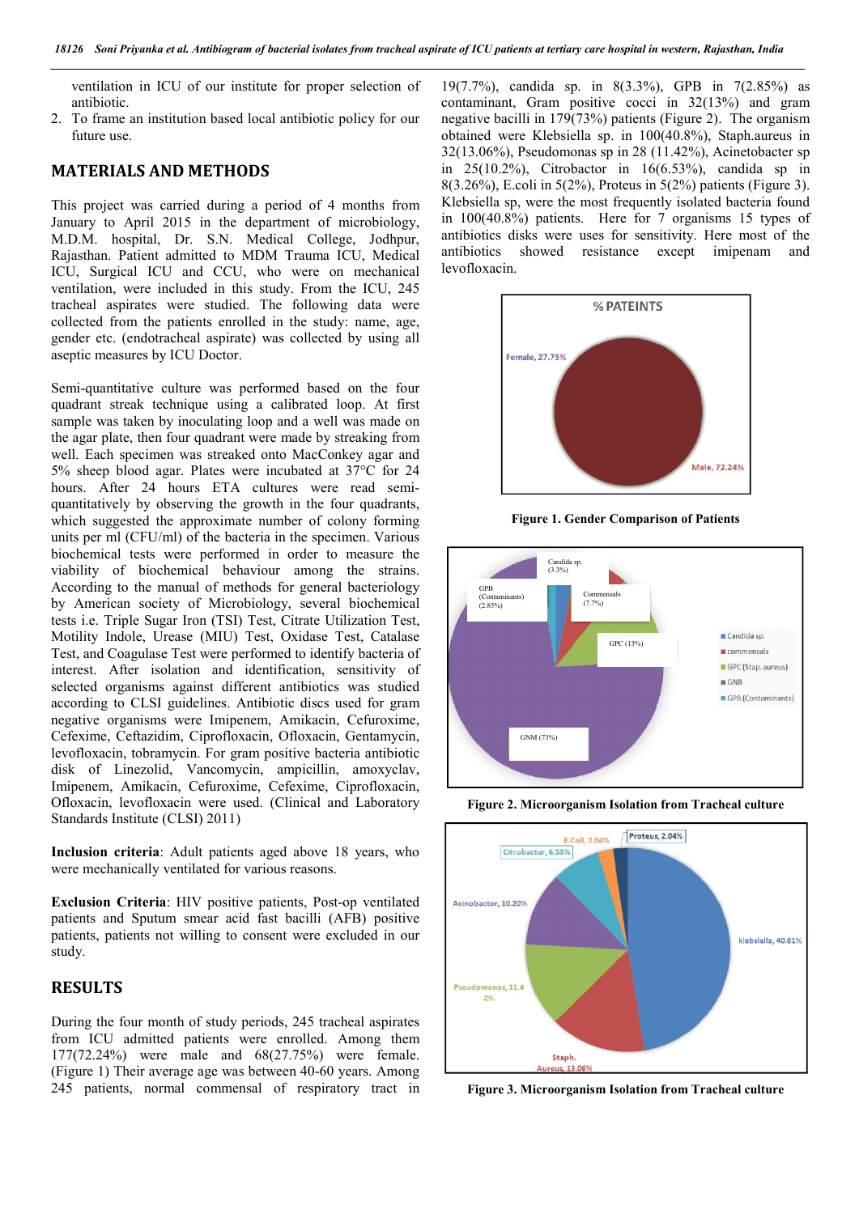ventilation in ICU of our institute for proper selection of antibiotic.

2. To frame an institution based local antibiotic policy for our future use.

## MATERIALS AND METHODS

This project was carried during a period of 4 months from January to April 2015 in the department of microbiology, M.D.M. hospital, Dr. S.N. Medical College, Jodhpur, Rajasthan. Patient admitted to MDM Trauma ICU, Medical ICU, Surgical ICU and CCU, who were on mechanical ventilation, were included in this study. From the ICU, 245 tracheal aspirates were studied. The following data were collected from the patients enrolled in the study: name, age, gender etc. (endotracheal aspirate) was collected by using all aseptic measures by ICU Doctor.

Semi-quantitative culture was performed based on the four quadrant streak technique using a calibrated loop. At first sample was taken by inoculating loop and a well was made on the agar plate, then four quadrant were made by streaking from well. Each specimen was streaked onto MacConkey agar and 5% sheep blood agar. Plates were incubated at 37°C for 24 hours. After 24 hours ETA cultures were read semi-quantitatively by observing the growth in the four quadrants, which suggested the approximate number of colony forming units per ml (CFU/ml) of the bacteria in the specimen. Various biochemical tests were performed in order to measure the viability of biochemical behaviour among the strains. According to the manual of methods for general bacteriology by American society of Microbiology, several biochemical tests i.e. Triple Sugar Iron (TSI) Test, Citrate Utilization Test, Motility Indole, Urease (MIU) Test, Oxidase Test, Catalase Test, and Coagulase Test were performed to identify bacteria of interest. After isolation and identification, sensitivity of selected organisms against different antibiotics was studied according to CLSI guidelines. Antibiotic discs used for gram negative organisms were Imipenem, Amikacin, Cefuroxime, Cefexime, Ceftazidim, Ciprofloxacin, Ofloxacin, Gentamycin, levofloxacin, tobramycin. For gram positive bacteria antibiotic disk of Linezolid, Vancomycin, ampicillin, amoxyclav, Imipenem, Amikacin, Cefuroxime, Cefexime, Ciprofloxacin, Ofloxacin, levofloxacin were used. (Clinical and Laboratory Standards Institute (CLSI) 2011)

**Inclusion criteria**: Adult patients aged above 18 years, who were mechanically ventilated for various reasons.

**Exclusion Criteria**: HIV positive patients, Post-op ventilated patients and Sputum smear acid fast bacilli (AFB) positive patients, patients not willing to consent were excluded in our study.

## RESULTS

During the four month of study periods, 245 tracheal aspirates from ICU admitted patients were enrolled. Among them 177(72.24%) were male and 68(27.75%) were female. (Figure 1) Their average age was between 40-60 years. Among 245 patients, normal commensal of respiratory tract in 19(7.7%), candida sp. in 8(3.3%), GPB in 7(2.85%) as contaminant, Gram positive cocci in 32(13%) and gram negative bacilli in 179(73%) patients (Figure 2). The organism obtained were Klebsiella sp. in 100(40.8%), Staph.aureus in 32(13.06%), Pseudomonas sp in 28 (11.42%), Acinetobacter sp in 25(10.2%), Citrobactor in 16(6.53%), candida sp in 8(3.26%), E.coli in 5(2%), Proteus in 5(2%) patients (Figure 3). Klebsiella sp, were the most frequently isolated bacteria found in 100(40.8%) patients. Here for 7 organisms 15 types of antibiotics disks were uses for sensitivity. Here most of the antibiotics showed resistance except imipenam and levofloxacin.

% PATEINTS

Female, 27.75%

Male, 72.24%

**Figure 1. Gender Comparison of Patients**

Candida sp. (3.3%)

GPB (Contaminants) (2.85%)

Commensals (7.7%)

GPC (13%)

GNM (73%)

Candida sp. | commensals | GPC (Stap. aureus) | GNB | GPB (Contaminants)

**Figure 2. Microorganism Isolation from Tracheal culture**

E.Coli, 2.04%

Proteus, 2.04%

Citrobactor, 6.53%

Acinobactor, 10.20%

klebsiella, 40.81%

Pseudomonas, 11.42%

Staph. Aureus, 13.06%

**Figure 3. Microorganism Isolation from Tracheal culture**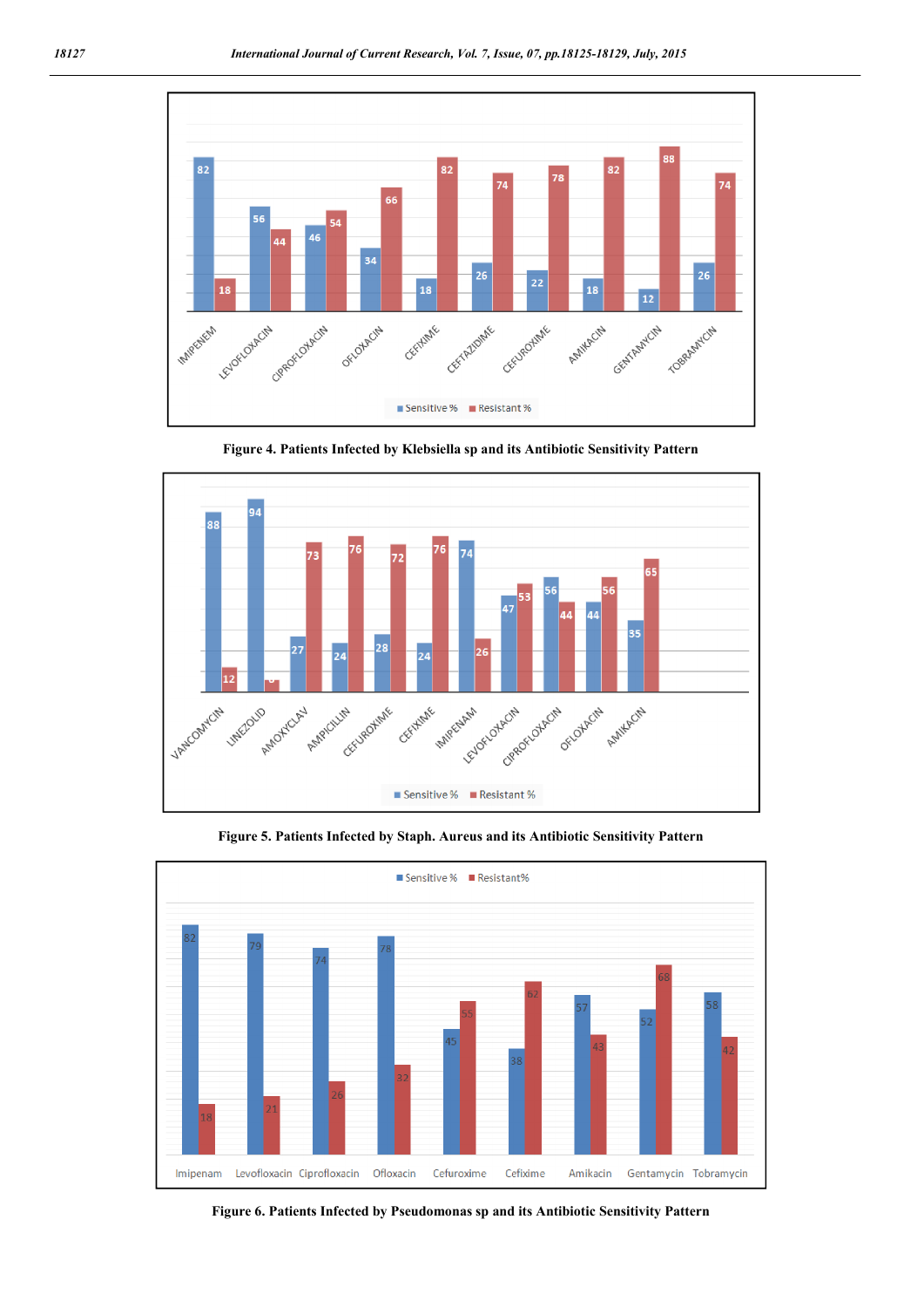| Antibiotic | Sensitive % | Resistant % |
|---|---|---|
| IMIPENEM | 82 | 18 |
| LEVOFLOXACIN | 56 | 44 |
| CIPROFLOXACIN | 46 | 54 |
| OFLOXACIN | 34 | 66 |
| CEFIXIME | 18 | 82 |
| CEFTAZIDIME | 26 | 74 |
| CEFUROXIME | 22 | 78 |
| AMIKACIN | 18 | 82 |
| GENTAMYCIN | 12 | 88 |
| TOBRAMYCIN | 26 | 74 |

**Figure 4. Patients Infected by Klebsiella sp and its Antibiotic Sensitivity Pattern**

| Antibiotic | Sensitive % | Resistant % |
|---|---|---|
| VANCOMYCIN | 88 | 12 |
| LINEZOLID | 94 | 6 |
| AMOXYCLAV | 27 | 73 |
| AMPICILLIN | 24 | 76 |
| CEFUROXIME | 28 | 72 |
| CEFIXIME | 24 | 76 |
| IMIPENAM | 74 | 26 |
| LEVOFLOXACIN | 47 | 53 |
| CIPROFLOXACIN | 56 | 44 |
| OFLOXACIN | 44 | 56 |
| AMIKACIN | 35 | 65 |

**Figure 5. Patients Infected by Staph. Aureus and its Antibiotic Sensitivity Pattern**

| Antibiotic | Sensitive % | Resistant% |
|---|---|---|
| Imipenam | 82 | 18 |
| Levofloxacin | 79 | 21 |
| Ciprofloxacin | 74 | 26 |
| Ofloxacin | 78 | 32 |
| Cefuroxime | 45 | 55 |
| Cefixime | 38 | 62 |
| Amikacin | 57 | 43 |
| Gentamycin | 52 | 68 |
| Tobramycin | 58 | 42 |

**Figure 6. Patients Infected by Pseudomonas sp and its Antibiotic Sensitivity Pattern**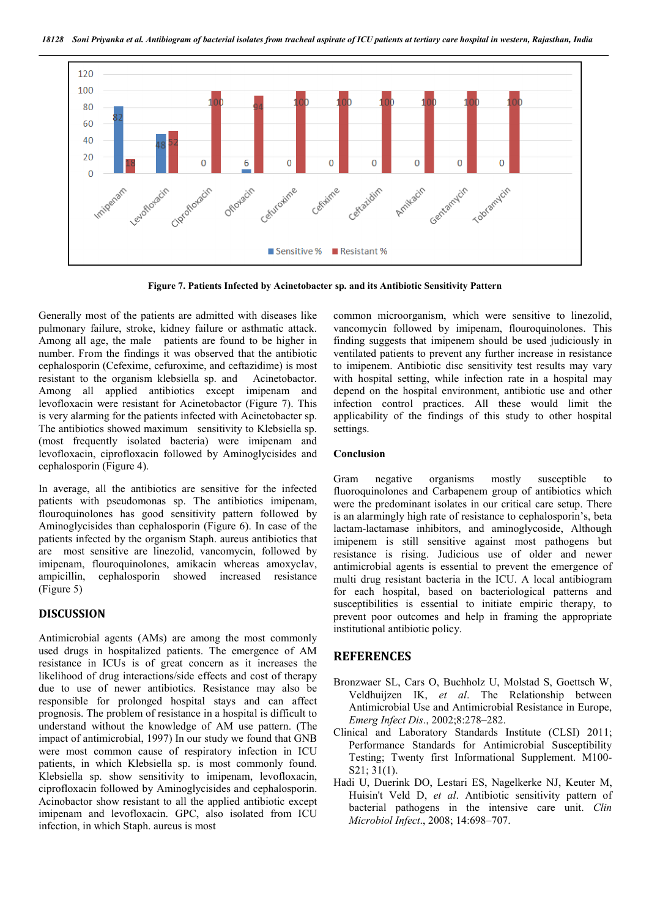Figure 7. Patients Infected by Acinetobacter sp. and its Antibiotic Sensitivity Pattern

Generally most of the patients are admitted with diseases like pulmonary failure, stroke, kidney failure or asthmatic attack. Among all age, the male patients are found to be higher in number. From the findings it was observed that the antibiotic cephalosporin (Cefexime, cefuroxime, and ceftazidime) is most resistant to the organism klebsiella sp. and Acinetobactor. Among all applied antibiotics except impipenam and levofloxacin were resistant for Acinetobactor (Figure 7). This is very alarming for the patients infected with Acinetobacter sp. The antibiotics showed maximum sensitivity to Klebsiella sp. (most frequently isolated bacteria) were imipenam and levofloxacin, ciprofloxacin followed by Aminoglycisides and cephalosporin (Figure 4).

In average, all the antibiotics are sensitive for the infected patients with pseudomonas sp. The antibiotics imipenam, flouroquinolones has good sensitivity pattern followed by Aminoglycisides than cephalosporin (Figure 6). In case of the patients infected by the organism Staph. aureus antibiotics that are most sensitive are linezolid, vancomycin, followed by impipenam, flouroquinolones, amikacin whereas amoxyclav, ampicillin, cephalosporin showed increased resistance (Figure 5)

## DISCUSSION

Antimicrobial agents (AMs) are among the most commonly used drugs in hospitalized patients. The emergence of AM resistance in ICUs is of great concern as it increases the likelihood of drug interactions/side effects and cost of therapy due to use of newer antibiotics. Resistance may also be responsible for prolonged hospital stays and can affect prognosis. The problem of resistance in a hospital is difficult to understand without the knowledge of AM use pattern. (The impact of antimicrobial, 1997) In our study we found that GNB were most common cause of respiratory infection in ICU patients, in which Klebsiella sp. is most commonly found. Klebsiella sp. show sensitivity to imipenam, levofloxacin, ciprofloxacin followed by Aminoglycisides and cephalosporin. Acinobactor show resistant to all the applied antibiotic except imipenam and levofloxacin. GPC, also isolated from ICU infection, in which Staph. aureus is most common microorganism, which were sensitive to linezolid, vancomycin followed by imipenam, flouroquinolones. This finding suggests that imipenem should be used judiciously in ventilated patients to prevent any further increase in resistance to imipenem. Antibiotic disc sensitivity test results may vary with hospital setting, while infection rate in a hospital may depend on the hospital environment, antibiotic use and other infection control practices. All these would limit the applicability of the findings of this study to other hospital settings.

### Conclusion

Gram negative organisms mostly susceptible to fluoroquinolones and Carbapenem group of antibiotics which were the predominant isolates in our critical care setup. There is an alarmingly high rate of resistance to cephalosporin's, beta lactam-lactamase inhibitors, and aminoglycoside, Although impipenem is still sensitive against most pathogens but resistance is rising. Judicious use of older and newer antimicrobial agents is essential to prevent the emergence of multi drug resistant bacteria in the ICU. A local antibiogram for each hospital, based on bacteriological patterns and susceptibilities is essential to initiate empiric therapy, to prevent poor outcomes and help in framing the appropriate institutional antibiotic policy.

## REFERENCES

Bronzwaer SL, Cars O, Buchholz U, Molstad S, Goettsch W, Veldhuijzen IK, *et al*. The Relationship between Antimicrobial Use and Antimicrobial Resistance in Europe, *Emerg Infect Dis*., 2002;8:278–282.

Clinical and Laboratory Standards Institute (CLSI) 2011; Performance Standards for Antimicrobial Susceptibility Testing; Twenty first Informational Supplement. M100-S21; 31(1).

Hadi U, Duerink DO, Lestari ES, Nagelkerke NJ, Keuter M, Huisin't Veld D, *et al*. Antibiotic sensitivity pattern of bacterial pathogens in the intensive care unit. *Clin Microbiol Infect*., 2008; 14:698–707.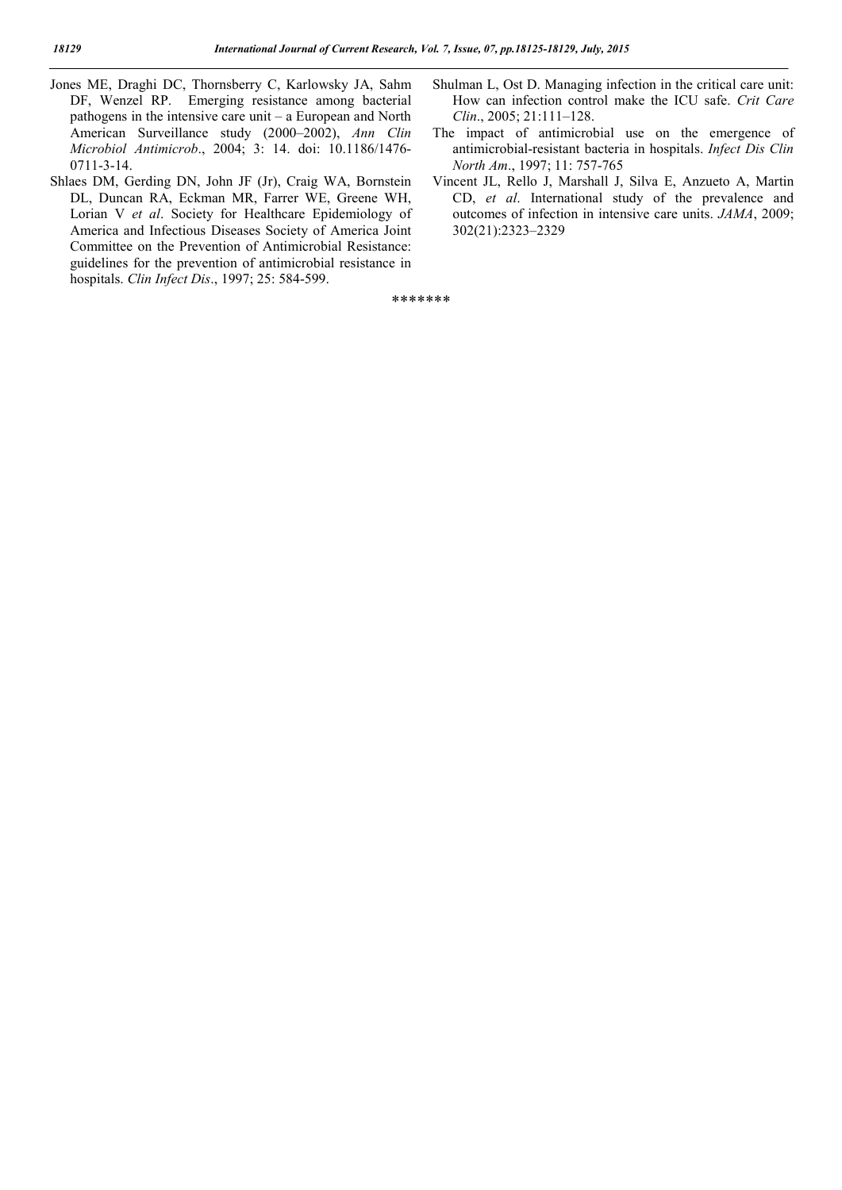Jones ME, Draghi DC, Thornsberry C, Karlowsky JA, Sahm DF, Wenzel RP. Emerging resistance among bacterial pathogens in the intensive care unit – a European and North American Surveillance study (2000–2002), *Ann Clin Microbiol Antimicrob*., 2004; 3: 14. doi: 10.1186/1476-0711-3-14.

Shlaes DM, Gerding DN, John JF (Jr), Craig WA, Bornstein DL, Duncan RA, Eckman MR, Farrer WE, Greene WH, Lorian V *et al*. Society for Healthcare Epidemiology of America and Infectious Diseases Society of America Joint Committee on the Prevention of Antimicrobial Resistance: guidelines for the prevention of antimicrobial resistance in hospitals. *Clin Infect Dis*., 1997; 25: 584-599.

Shulman L, Ost D. Managing infection in the critical care unit: How can infection control make the ICU safe. *Crit Care Clin*., 2005; 21:111–128.

The impact of antimicrobial use on the emergence of antimicrobial-resistant bacteria in hospitals. *Infect Dis Clin North Am*., 1997; 11: 757-765

Vincent JL, Rello J, Marshall J, Silva E, Anzueto A, Martin CD, *et al*. International study of the prevalence and outcomes of infection in intensive care units. *JAMA*, 2009; 302(21):2323–2329

*******